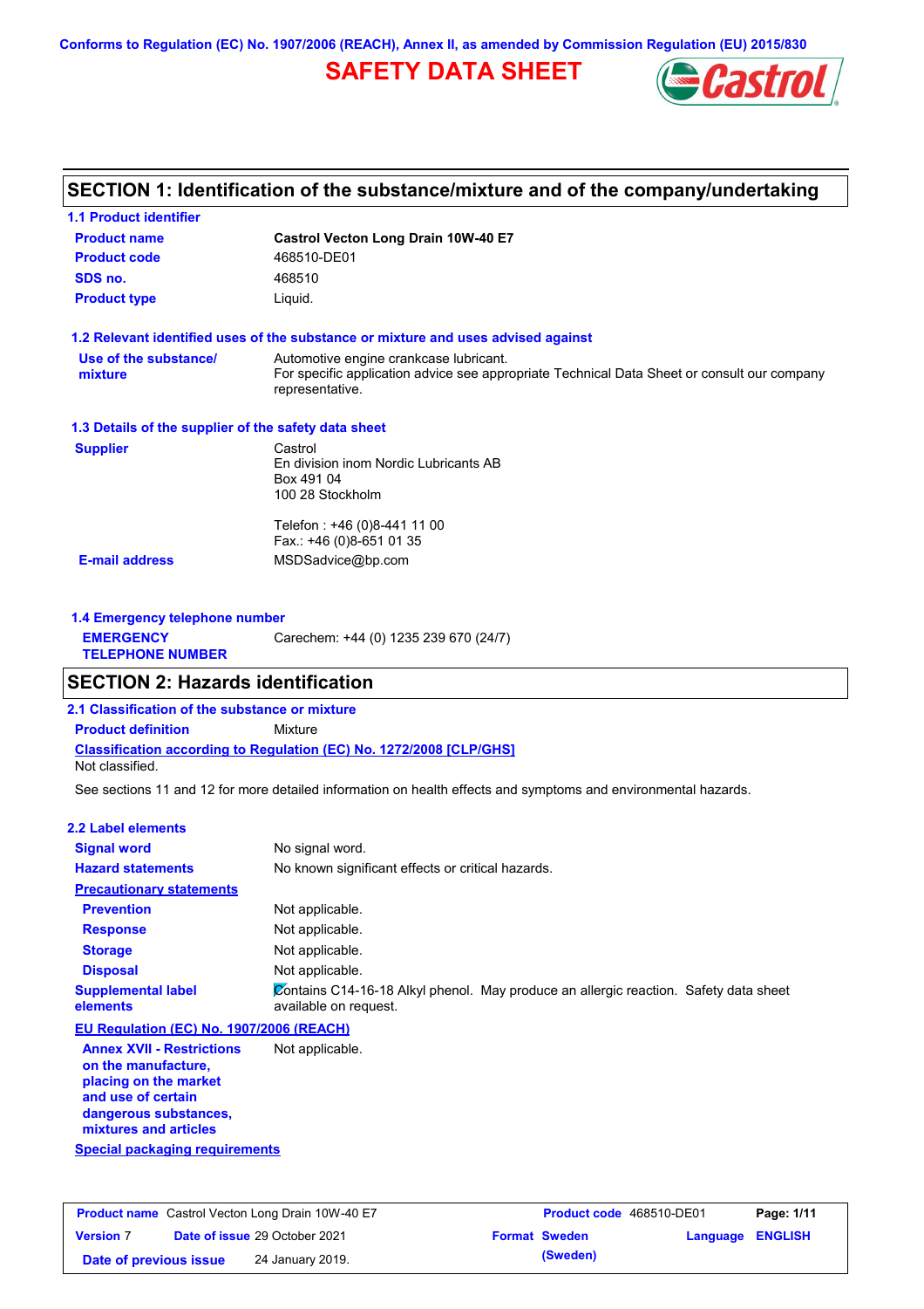Conforms to Regulation (EC) No. 1907/2006 (REACH), Annex II, as amended by Commission Regulation (EU) 2015/830

# SAFETY DATA SHEET

## SECTION 1: Identification of the substance/mixture and of the company/undertaking

### 1.1 Product identifier

| | |
|---|---|
| **Product name** | **Castrol Vecton Long Drain 10W-40 E7** |
| **Product code** | 468510-DE01 |
| **SDS no.** | 468510 |
| **Product type** | Liquid. |

### 1.2 Relevant identified uses of the substance or mixture and uses advised against

| | |
|---|---|
| **Use of the substance/ mixture** | Automotive engine crankcase lubricant. For specific application advice see appropriate Technical Data Sheet or consult our company representative. |

### 1.3 Details of the supplier of the safety data sheet

**Supplier**

Castrol
En division inom Nordic Lubricants AB
Box 491 04
100 28 Stockholm

Telefon : +46 (0)8-441 11 00
Fax.: +46 (0)8-651 01 35

**E-mail address** MSDSadvice@bp.com

### 1.4 Emergency telephone number

**EMERGENCY TELEPHONE NUMBER** Carechem: +44 (0) 1235 239 670 (24/7)

## SECTION 2: Hazards identification

### 2.1 Classification of the substance or mixture

**Product definition** Mixture

**Classification according to Regulation (EC) No. 1272/2008 [CLP/GHS]**

Not classified.

See sections 11 and 12 for more detailed information on health effects and symptoms and environmental hazards.

### 2.2 Label elements

| | |
|---|---|
| **Signal word** | No signal word. |
| **Hazard statements** | No known significant effects or critical hazards. |

**Precautionary statements**

| | |
|---|---|
| **Prevention** | Not applicable. |
| **Response** | Not applicable. |
| **Storage** | Not applicable. |
| **Disposal** | Not applicable. |
| **Supplemental label elements** | Contains C14-16-18 Alkyl phenol. May produce an allergic reaction. Safety data sheet available on request. |

**EU Regulation (EC) No. 1907/2006 (REACH)**

| | |
|---|---|
| **Annex XVII - Restrictions on the manufacture, placing on the market and use of certain dangerous substances, mixtures and articles** | Not applicable. |

**Special packaging requirements**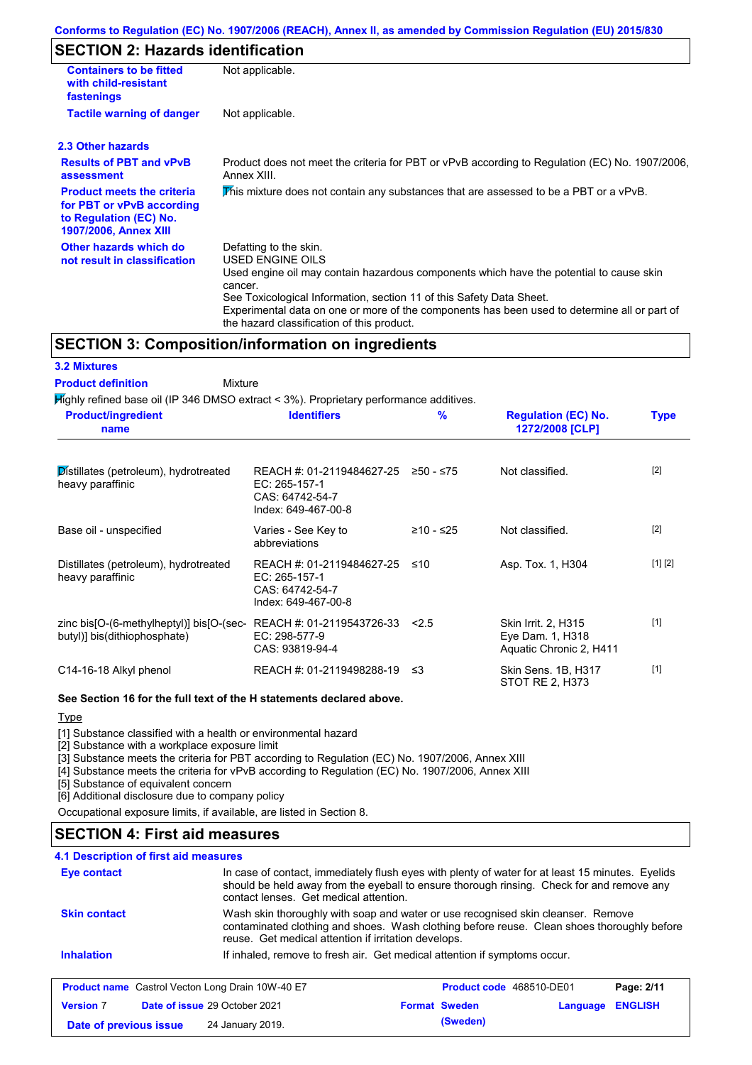## SECTION 2: Hazards identification

| | |
|---|---|
| **Containers to be fitted with child-resistant fastenings** | Not applicable. |
| **Tactile warning of danger** | Not applicable. |

### 2.3 Other hazards

| | |
|---|---|
| **Results of PBT and vPvB assessment** | Product does not meet the criteria for PBT or vPvB according to Regulation (EC) No. 1907/2006, Annex XIII. |
| **Product meets the criteria for PBT or vPvB according to Regulation (EC) No. 1907/2006, Annex XIII** | This mixture does not contain any substances that are assessed to be a PBT or a vPvB. |
| **Other hazards which do not result in classification** | Defatting to the skin.<br>USED ENGINE OILS<br>Used engine oil may contain hazardous components which have the potential to cause skin cancer.<br>See Toxicological Information, section 11 of this Safety Data Sheet.<br>Experimental data on one or more of the components has been used to determine all or part of the hazard classification of this product. |

## SECTION 3: Composition/information on ingredients

### 3.2 Mixtures

**Product definition** Mixture

Highly refined base oil (IP 346 DMSO extract < 3%). Proprietary performance additives.

| Product/ingredient name | Identifiers | % | Regulation (EC) No. 1272/2008 [CLP] | Type |
|---|---|---|---|---|
| Distillates (petroleum), hydrotreated heavy paraffinic | REACH #: 01-2119484627-25<br>EC: 265-157-1<br>CAS: 64742-54-7<br>Index: 649-467-00-8 | ≥50 - ≤75 | Not classified. | [2] |
| Base oil - unspecified | Varies - See Key to abbreviations | ≥10 - ≤25 | Not classified. | [2] |
| Distillates (petroleum), hydrotreated heavy paraffinic | REACH #: 01-2119484627-25<br>EC: 265-157-1<br>CAS: 64742-54-7<br>Index: 649-467-00-8 | ≤10 | Asp. Tox. 1, H304 | [1] [2] |
| zinc bis[O-(6-methylheptyl)] bis[O-(sec-butyl)] bis(dithiophosphate) | REACH #: 01-2119543726-33<br>EC: 298-577-9<br>CAS: 93819-94-4 | <2.5 | Skin Irrit. 2, H315<br>Eye Dam. 1, H318<br>Aquatic Chronic 2, H411 | [1] |
| C14-16-18 Alkyl phenol | REACH #: 01-2119498288-19 | ≤3 | Skin Sens. 1B, H317<br>STOT RE 2, H373 | [1] |

**See Section 16 for the full text of the H statements declared above.**

Type

[1] Substance classified with a health or environmental hazard
[2] Substance with a workplace exposure limit
[3] Substance meets the criteria for PBT according to Regulation (EC) No. 1907/2006, Annex XIII
[4] Substance meets the criteria for vPvB according to Regulation (EC) No. 1907/2006, Annex XIII
[5] Substance of equivalent concern
[6] Additional disclosure due to company policy

Occupational exposure limits, if available, are listed in Section 8.

## SECTION 4: First aid measures

### 4.1 Description of first aid measures

| | |
|---|---|
| **Eye contact** | In case of contact, immediately flush eyes with plenty of water for at least 15 minutes. Eyelids should be held away from the eyeball to ensure thorough rinsing. Check for and remove any contact lenses. Get medical attention. |
| **Skin contact** | Wash skin thoroughly with soap and water or use recognised skin cleanser. Remove contaminated clothing and shoes. Wash clothing before reuse. Clean shoes thoroughly before reuse. Get medical attention if irritation develops. |
| **Inhalation** | If inhaled, remove to fresh air. Get medical attention if symptoms occur. |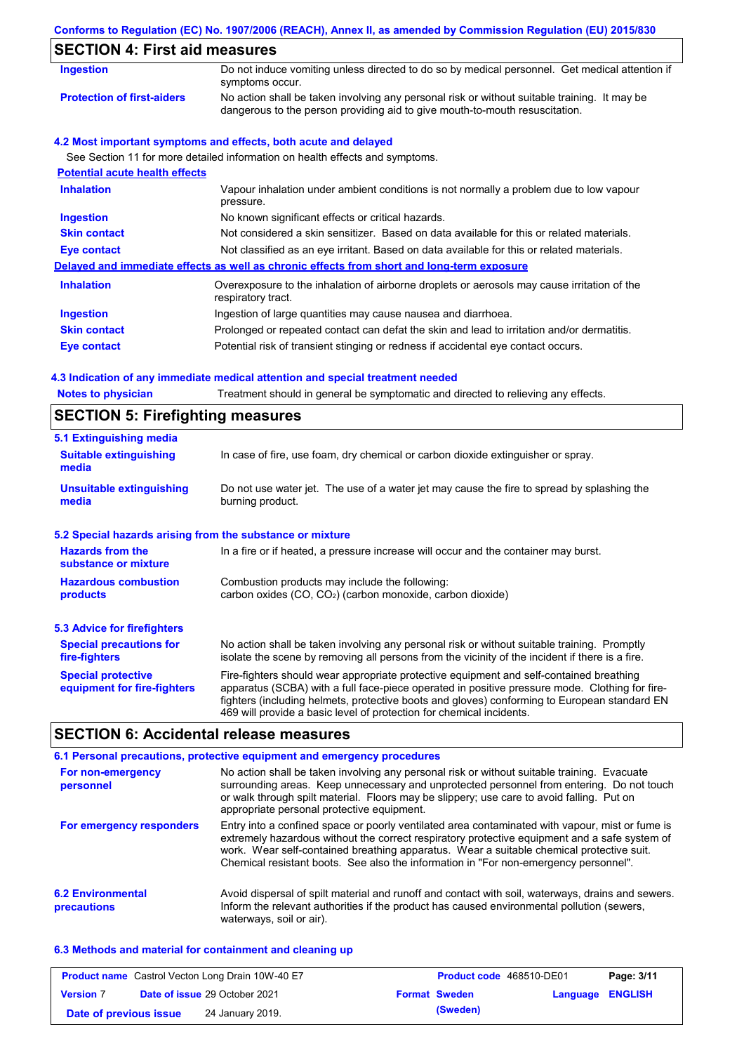## SECTION 4: First aid measures

| | |
|---|---|
| **Ingestion** | Do not induce vomiting unless directed to do so by medical personnel. Get medical attention if symptoms occur. |
| **Protection of first-aiders** | No action shall be taken involving any personal risk or without suitable training. It may be dangerous to the person providing aid to give mouth-to-mouth resuscitation. |

### 4.2 Most important symptoms and effects, both acute and delayed

See Section 11 for more detailed information on health effects and symptoms.

**Potential acute health effects**

| | |
|---|---|
| **Inhalation** | Vapour inhalation under ambient conditions is not normally a problem due to low vapour pressure. |
| **Ingestion** | No known significant effects or critical hazards. |
| **Skin contact** | Not considered a skin sensitizer. Based on data available for this or related materials. |
| **Eye contact** | Not classified as an eye irritant. Based on data available for this or related materials. |

**Delayed and immediate effects as well as chronic effects from short and long-term exposure**

| | |
|---|---|
| **Inhalation** | Overexposure to the inhalation of airborne droplets or aerosols may cause irritation of the respiratory tract. |
| **Ingestion** | Ingestion of large quantities may cause nausea and diarrhoea. |
| **Skin contact** | Prolonged or repeated contact can defat the skin and lead to irritation and/or dermatitis. |
| **Eye contact** | Potential risk of transient stinging or redness if accidental eye contact occurs. |

### 4.3 Indication of any immediate medical attention and special treatment needed

| | |
|---|---|
| **Notes to physician** | Treatment should in general be symptomatic and directed to relieving any effects. |

## SECTION 5: Firefighting measures

### 5.1 Extinguishing media

| | |
|---|---|
| **Suitable extinguishing media** | In case of fire, use foam, dry chemical or carbon dioxide extinguisher or spray. |
| **Unsuitable extinguishing media** | Do not use water jet. The use of a water jet may cause the fire to spread by splashing the burning product. |

### 5.2 Special hazards arising from the substance or mixture

| | |
|---|---|
| **Hazards from the substance or mixture** | In a fire or if heated, a pressure increase will occur and the container may burst. |
| **Hazardous combustion products** | Combustion products may include the following: carbon oxides (CO, $CO_2$) (carbon monoxide, carbon dioxide) |

### 5.3 Advice for firefighters

| | |
|---|---|
| **Special precautions for fire-fighters** | No action shall be taken involving any personal risk or without suitable training. Promptly isolate the scene by removing all persons from the vicinity of the incident if there is a fire. |
| **Special protective equipment for fire-fighters** | Fire-fighters should wear appropriate protective equipment and self-contained breathing apparatus (SCBA) with a full face-piece operated in positive pressure mode. Clothing for fire-fighters (including helmets, protective boots and gloves) conforming to European standard EN 469 will provide a basic level of protection for chemical incidents. |

## SECTION 6: Accidental release measures

### 6.1 Personal precautions, protective equipment and emergency procedures

| | |
|---|---|
| **For non-emergency personnel** | No action shall be taken involving any personal risk or without suitable training. Evacuate surrounding areas. Keep unnecessary and unprotected personnel from entering. Do not touch or walk through spilt material. Floors may be slippery; use care to avoid falling. Put on appropriate personal protective equipment. |
| **For emergency responders** | Entry into a confined space or poorly ventilated area contaminated with vapour, mist or fume is extremely hazardous without the correct respiratory protective equipment and a safe system of work. Wear self-contained breathing apparatus. Wear a suitable chemical protective suit. Chemical resistant boots. See also the information in "For non-emergency personnel". |

| | |
|---|---|
| **6.2 Environmental precautions** | Avoid dispersal of spilt material and runoff and contact with soil, waterways, drains and sewers. Inform the relevant authorities if the product has caused environmental pollution (sewers, waterways, soil or air). |

### 6.3 Methods and material for containment and cleaning up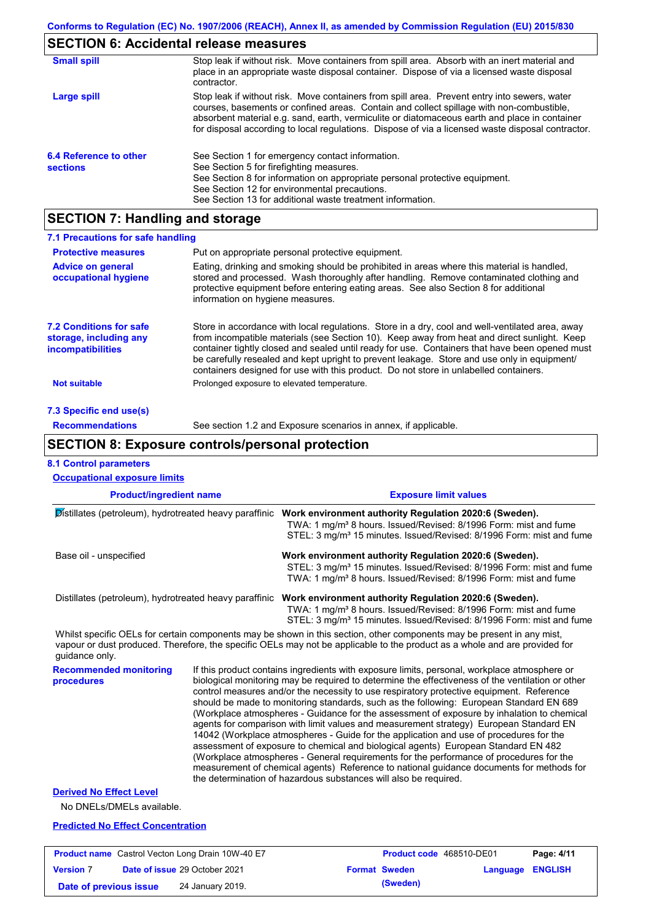Conforms to Regulation (EC) No. 1907/2006 (REACH), Annex II, as amended by Commission Regulation (EU) 2015/830

## SECTION 6: Accidental release measures

| | |
|---|---|
| **Small spill** | Stop leak if without risk. Move containers from spill area. Absorb with an inert material and place in an appropriate waste disposal container. Dispose of via a licensed waste disposal contractor. |
| **Large spill** | Stop leak if without risk. Move containers from spill area. Prevent entry into sewers, water courses, basements or confined areas. Contain and collect spillage with non-combustible, absorbent material e.g. sand, earth, vermiculite or diatomaceous earth and place in container for disposal according to local regulations. Dispose of via a licensed waste disposal contractor. |
| **6.4 Reference to other sections** | See Section 1 for emergency contact information.<br>See Section 5 for firefighting measures.<br>See Section 8 for information on appropriate personal protective equipment.<br>See Section 12 for environmental precautions.<br>See Section 13 for additional waste treatment information. |

## SECTION 7: Handling and storage

### 7.1 Precautions for safe handling

| | |
|---|---|
| **Protective measures** | Put on appropriate personal protective equipment. |
| **Advice on general occupational hygiene** | Eating, drinking and smoking should be prohibited in areas where this material is handled, stored and processed. Wash thoroughly after handling. Remove contaminated clothing and protective equipment before entering eating areas. See also Section 8 for additional information on hygiene measures. |
| **7.2 Conditions for safe storage, including any incompatibilities** | Store in accordance with local regulations. Store in a dry, cool and well-ventilated area, away from incompatible materials (see Section 10). Keep away from heat and direct sunlight. Keep container tightly closed and sealed until ready for use. Containers that have been opened must be carefully resealed and kept upright to prevent leakage. Store and use only in equipment/ containers designed for use with this product. Do not store in unlabelled containers. |
| **Not suitable** | Prolonged exposure to elevated temperature. |

### 7.3 Specific end use(s)

| | |
|---|---|
| **Recommendations** | See section 1.2 and Exposure scenarios in annex, if applicable. |

## SECTION 8: Exposure controls/personal protection

### 8.1 Control parameters

**Occupational exposure limits**

| Product/ingredient name | Exposure limit values |
|---|---|
| Distillates (petroleum), hydrotreated heavy paraffinic | **Work environment authority Regulation 2020:6 (Sweden).**<br>TWA: 1 mg/m³ 8 hours. Issued/Revised: 8/1996 Form: mist and fume<br>STEL: 3 mg/m³ 15 minutes. Issued/Revised: 8/1996 Form: mist and fume |
| Base oil - unspecified | **Work environment authority Regulation 2020:6 (Sweden).**<br>STEL: 3 mg/m³ 15 minutes. Issued/Revised: 8/1996 Form: mist and fume<br>TWA: 1 mg/m³ 8 hours. Issued/Revised: 8/1996 Form: mist and fume |
| Distillates (petroleum), hydrotreated heavy paraffinic | **Work environment authority Regulation 2020:6 (Sweden).**<br>TWA: 1 mg/m³ 8 hours. Issued/Revised: 8/1996 Form: mist and fume<br>STEL: 3 mg/m³ 15 minutes. Issued/Revised: 8/1996 Form: mist and fume |

Whilst specific OELs for certain components may be shown in this section, other components may be present in any mist, vapour or dust produced. Therefore, the specific OELs may not be applicable to the product as a whole and are provided for guidance only.

| | |
|---|---|
| **Recommended monitoring procedures** | If this product contains ingredients with exposure limits, personal, workplace atmosphere or biological monitoring may be required to determine the effectiveness of the ventilation or other control measures and/or the necessity to use respiratory protective equipment. Reference should be made to monitoring standards, such as the following: European Standard EN 689 (Workplace atmospheres - Guidance for the assessment of exposure by inhalation to chemical agents for comparison with limit values and measurement strategy) European Standard EN 14042 (Workplace atmospheres - Guide for the application and use of procedures for the assessment of exposure to chemical and biological agents) European Standard EN 482 (Workplace atmospheres - General requirements for the performance of procedures for the measurement of chemical agents) Reference to national guidance documents for methods for the determination of hazardous substances will also be required. |

**Derived No Effect Level**

No DNELs/DMELs available.

**Predicted No Effect Concentration**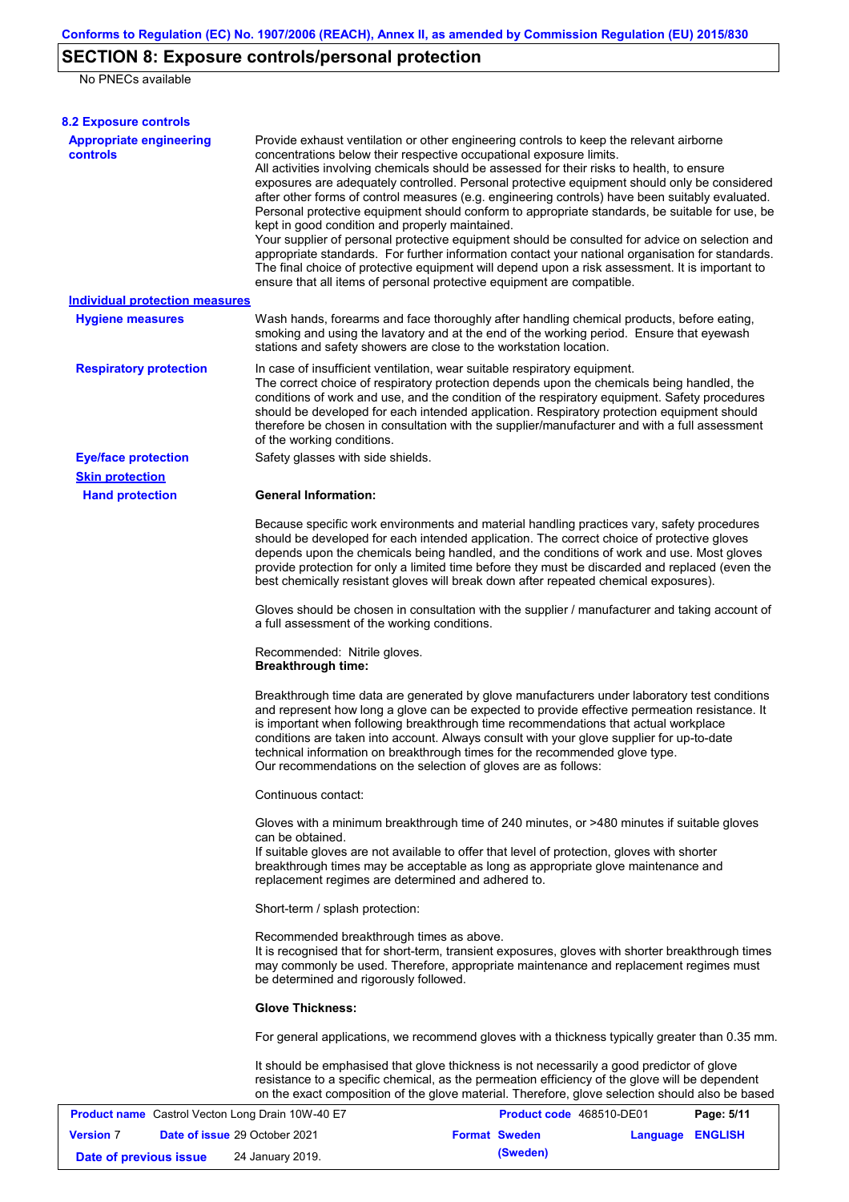## SECTION 8: Exposure controls/personal protection

No PNECs available

### 8.2 Exposure controls

**Appropriate engineering controls**

Provide exhaust ventilation or other engineering controls to keep the relevant airborne concentrations below their respective occupational exposure limits.
All activities involving chemicals should be assessed for their risks to health, to ensure exposures are adequately controlled. Personal protective equipment should only be considered after other forms of control measures (e.g. engineering controls) have been suitably evaluated. Personal protective equipment should conform to appropriate standards, be suitable for use, be kept in good condition and properly maintained.
Your supplier of personal protective equipment should be consulted for advice on selection and appropriate standards. For further information contact your national organisation for standards. The final choice of protective equipment will depend upon a risk assessment. It is important to ensure that all items of personal protective equipment are compatible.

**Individual protection measures**

**Hygiene measures**

Wash hands, forearms and face thoroughly after handling chemical products, before eating, smoking and using the lavatory and at the end of the working period. Ensure that eyewash stations and safety showers are close to the workstation location.

**Respiratory protection**

In case of insufficient ventilation, wear suitable respiratory equipment.
The correct choice of respiratory protection depends upon the chemicals being handled, the conditions of work and use, and the condition of the respiratory equipment. Safety procedures should be developed for each intended application. Respiratory protection equipment should therefore be chosen in consultation with the supplier/manufacturer and with a full assessment of the working conditions.

**Eye/face protection**

Safety glasses with side shields.

**Skin protection**

**Hand protection**

**General Information:**

Because specific work environments and material handling practices vary, safety procedures should be developed for each intended application. The correct choice of protective gloves depends upon the chemicals being handled, and the conditions of work and use. Most gloves provide protection for only a limited time before they must be discarded and replaced (even the best chemically resistant gloves will break down after repeated chemical exposures).

Gloves should be chosen in consultation with the supplier / manufacturer and taking account of a full assessment of the working conditions.

Recommended: Nitrile gloves.
**Breakthrough time:**

Breakthrough time data are generated by glove manufacturers under laboratory test conditions and represent how long a glove can be expected to provide effective permeation resistance. It is important when following breakthrough time recommendations that actual workplace conditions are taken into account. Always consult with your glove supplier for up-to-date technical information on breakthrough times for the recommended glove type.
Our recommendations on the selection of gloves are as follows:

Continuous contact:

Gloves with a minimum breakthrough time of 240 minutes, or >480 minutes if suitable gloves can be obtained.
If suitable gloves are not available to offer that level of protection, gloves with shorter breakthrough times may be acceptable as long as appropriate glove maintenance and replacement regimes are determined and adhered to.

Short-term / splash protection:

Recommended breakthrough times as above.
It is recognised that for short-term, transient exposures, gloves with shorter breakthrough times may commonly be used. Therefore, appropriate maintenance and replacement regimes must be determined and rigorously followed.

**Glove Thickness:**

For general applications, we recommend gloves with a thickness typically greater than 0.35 mm.

It should be emphasised that glove thickness is not necessarily a good predictor of glove resistance to a specific chemical, as the permeation efficiency of the glove will be dependent on the exact composition of the glove material. Therefore, glove selection should also be based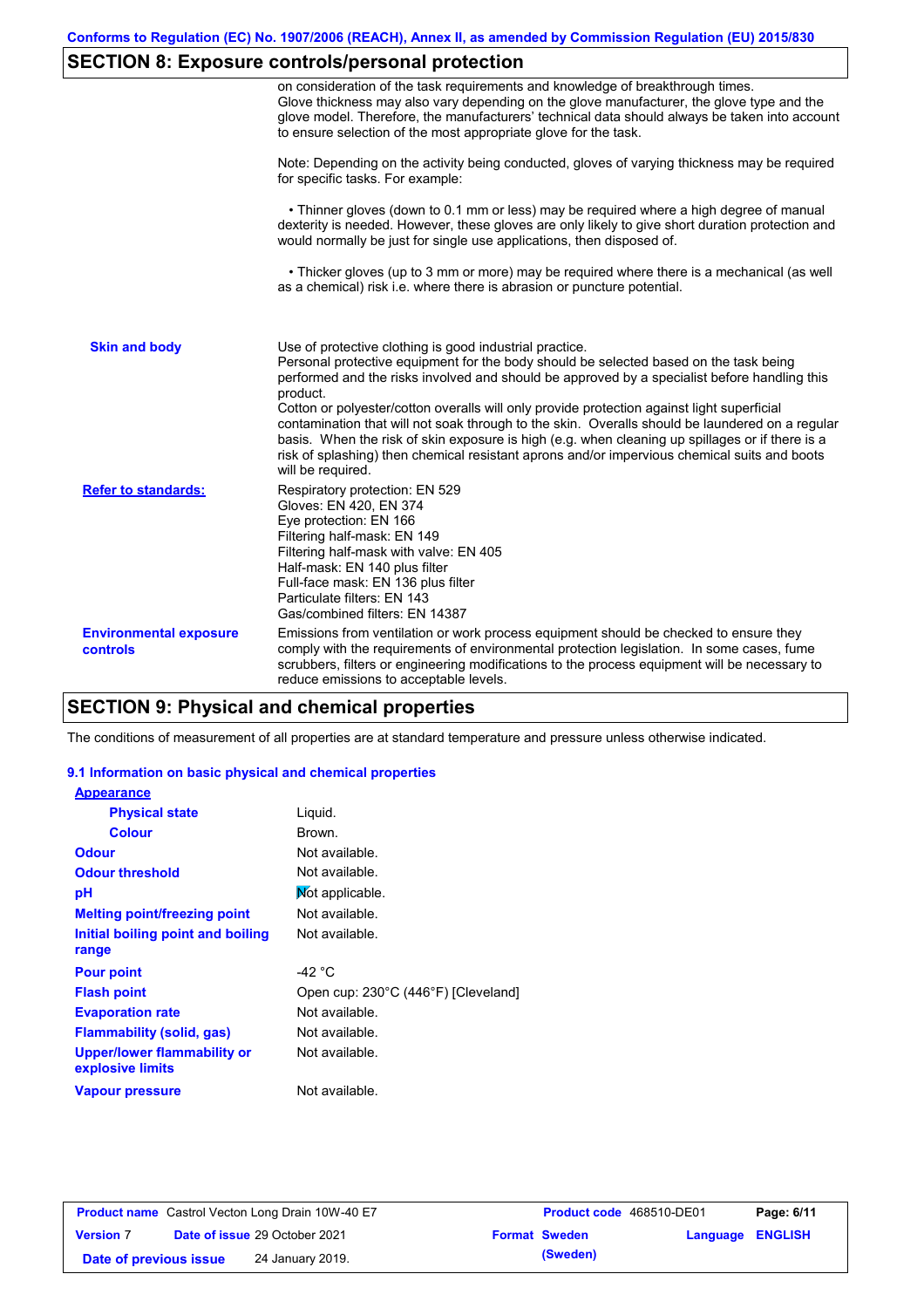## SECTION 8: Exposure controls/personal protection

on consideration of the task requirements and knowledge of breakthrough times. Glove thickness may also vary depending on the glove manufacturer, the glove type and the glove model. Therefore, the manufacturers' technical data should always be taken into account to ensure selection of the most appropriate glove for the task.

Note: Depending on the activity being conducted, gloves of varying thickness may be required for specific tasks. For example:

• Thinner gloves (down to 0.1 mm or less) may be required where a high degree of manual dexterity is needed. However, these gloves are only likely to give short duration protection and would normally be just for single use applications, then disposed of.

• Thicker gloves (up to 3 mm or more) may be required where there is a mechanical (as well as a chemical) risk i.e. where there is abrasion or puncture potential.

**Skin and body**

Use of protective clothing is good industrial practice.
Personal protective equipment for the body should be selected based on the task being performed and the risks involved and should be approved by a specialist before handling this product.
Cotton or polyester/cotton overalls will only provide protection against light superficial contamination that will not soak through to the skin. Overalls should be laundered on a regular basis. When the risk of skin exposure is high (e.g. when cleaning up spillages or if there is a risk of splashing) then chemical resistant aprons and/or impervious chemical suits and boots will be required.

**Refer to standards:**

Respiratory protection: EN 529
Gloves: EN 420, EN 374
Eye protection: EN 166
Filtering half-mask: EN 149
Filtering half-mask with valve: EN 405
Half-mask: EN 140 plus filter
Full-face mask: EN 136 plus filter
Particulate filters: EN 143
Gas/combined filters: EN 14387

**Environmental exposure controls**

Emissions from ventilation or work process equipment should be checked to ensure they comply with the requirements of environmental protection legislation. In some cases, fume scrubbers, filters or engineering modifications to the process equipment will be necessary to reduce emissions to acceptable levels.

## SECTION 9: Physical and chemical properties

The conditions of measurement of all properties are at standard temperature and pressure unless otherwise indicated.

### 9.1 Information on basic physical and chemical properties

| Property | Value |
|---|---|
| **Appearance** | |
| Physical state | Liquid. |
| Colour | Brown. |
| Odour | Not available. |
| Odour threshold | Not available. |
| pH | Not applicable. |
| Melting point/freezing point | Not available. |
| Initial boiling point and boiling range | Not available. |
| Pour point | -42 °C |
| Flash point | Open cup: 230°C (446°F) [Cleveland] |
| Evaporation rate | Not available. |
| Flammability (solid, gas) | Not available. |
| Upper/lower flammability or explosive limits | Not available. |
| Vapour pressure | Not available. |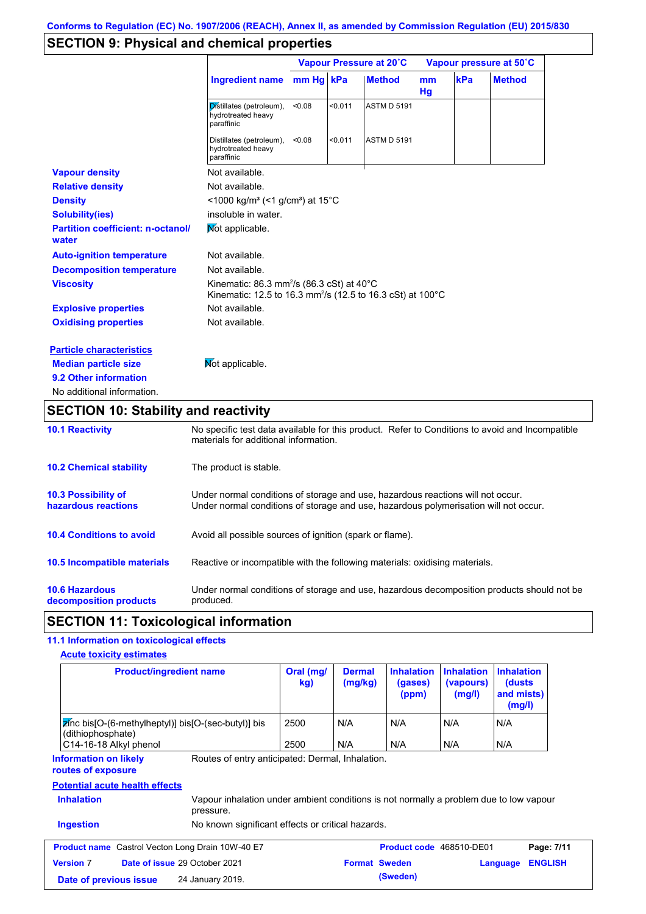Conforms to Regulation (EC) No. 1907/2006 (REACH), Annex II, as amended by Commission Regulation (EU) 2015/830

## SECTION 9: Physical and chemical properties

| Ingredient name | Vapour Pressure at 20˚C mm Hg | kPa | Method | Vapour pressure at 50˚C mm Hg | kPa | Method |
|---|---|---|---|---|---|---|
| Distillates (petroleum), hydrotreated heavy paraffinic | <0.08 | <0.011 | ASTM D 5191 | | | |
| Distillates (petroleum), hydrotreated heavy paraffinic | <0.08 | <0.011 | ASTM D 5191 | | | |

**Vapour density** Not available.

**Relative density** Not available.

**Density** <1000 kg/m³ (<1 g/cm³) at 15°C

**Solubility(ies)** insoluble in water.

**Partition coefficient: n-octanol/water** Not applicable.

**Auto-ignition temperature** Not available.

**Decomposition temperature** Not available.

**Viscosity** Kinematic: 86.3 mm²/s (86.3 cSt) at 40°C
Kinematic: 12.5 to 16.3 mm²/s (12.5 to 16.3 cSt) at 100°C

**Explosive properties** Not available.

**Oxidising properties** Not available.

**Particle characteristics**

**Median particle size** Not applicable.

**9.2 Other information**

No additional information.

## SECTION 10: Stability and reactivity

**10.1 Reactivity** No specific test data available for this product. Refer to Conditions to avoid and Incompatible materials for additional information.

**10.2 Chemical stability** The product is stable.

**10.3 Possibility of hazardous reactions** Under normal conditions of storage and use, hazardous reactions will not occur.
Under normal conditions of storage and use, hazardous polymerisation will not occur.

**10.4 Conditions to avoid** Avoid all possible sources of ignition (spark or flame).

**10.5 Incompatible materials** Reactive or incompatible with the following materials: oxidising materials.

**10.6 Hazardous decomposition products** Under normal conditions of storage and use, hazardous decomposition products should not be produced.

## SECTION 11: Toxicological information

**11.1 Information on toxicological effects**

**Acute toxicity estimates**

| Product/ingredient name | Oral (mg/kg) | Dermal (mg/kg) | Inhalation (gases) (ppm) | Inhalation (vapours) (mg/l) | Inhalation (dusts and mists) (mg/l) |
|---|---|---|---|---|---|
| zinc bis[O-(6-methylheptyl)] bis[O-(sec-butyl)] bis (dithiophosphate) | 2500 | N/A | N/A | N/A | N/A |
| C14-16-18 Alkyl phenol | 2500 | N/A | N/A | N/A | N/A |

**Information on likely routes of exposure** Routes of entry anticipated: Dermal, Inhalation.

**Potential acute health effects**

**Inhalation** Vapour inhalation under ambient conditions is not normally a problem due to low vapour pressure.

**Ingestion** No known significant effects or critical hazards.

| Product name | Castrol Vecton Long Drain 10W-40 E7 | Product code | 468510-DE01 |
|---|---|---|---|
| Version | 7 | Date of issue | 29 October 2021 |
| Format | Sweden (Sweden) | Language | ENGLISH |
| Date of previous issue | 24 January 2019. | | |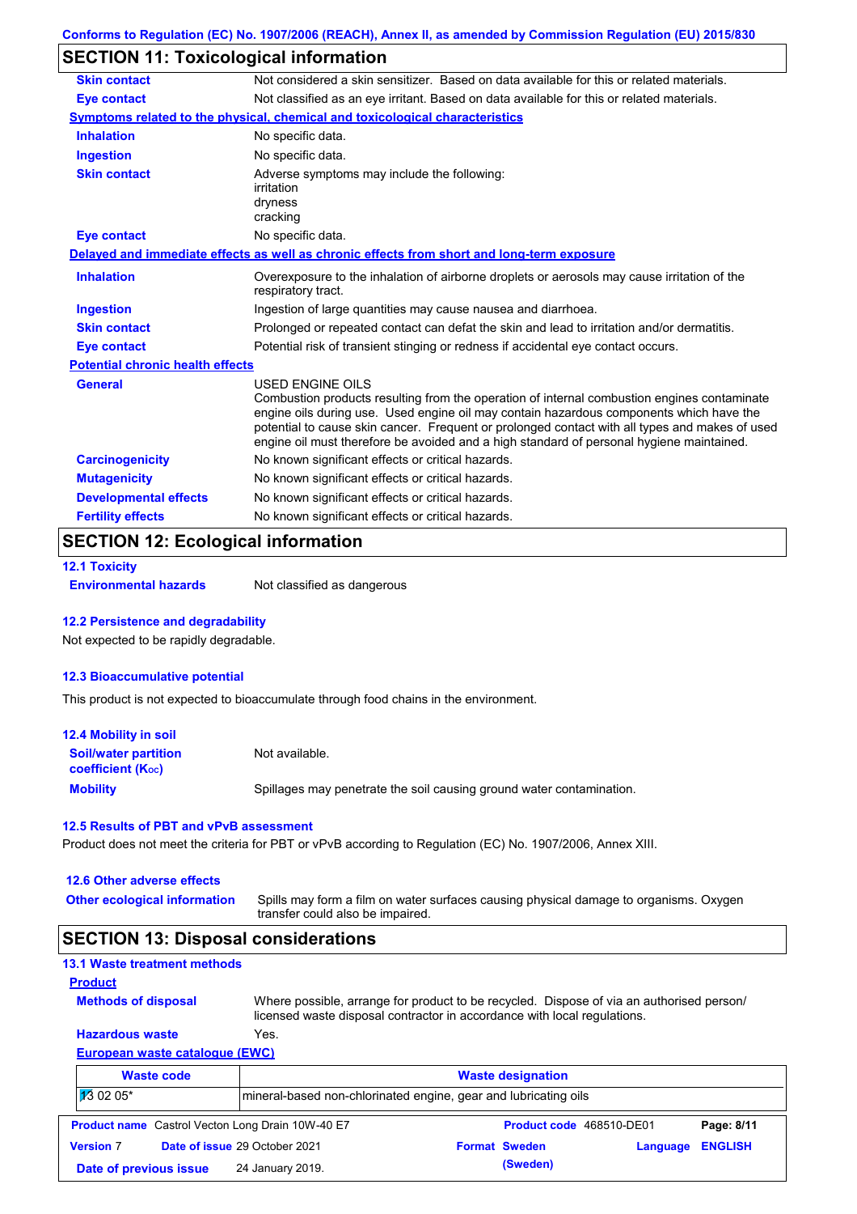Conforms to Regulation (EC) No. 1907/2006 (REACH), Annex II, as amended by Commission Regulation (EU) 2015/830

## SECTION 11: Toxicological information

**Skin contact** — Not considered a skin sensitizer. Based on data available for this or related materials.

**Eye contact** — Not classified as an eye irritant. Based on data available for this or related materials.

### Symptoms related to the physical, chemical and toxicological characteristics

**Inhalation** — No specific data.

**Ingestion** — No specific data.

**Skin contact** — Adverse symptoms may include the following:
irritation
dryness
cracking

**Eye contact** — No specific data.

### Delayed and immediate effects as well as chronic effects from short and long-term exposure

**Inhalation** — Overexposure to the inhalation of airborne droplets or aerosols may cause irritation of the respiratory tract.

**Ingestion** — Ingestion of large quantities may cause nausea and diarrhoea.

**Skin contact** — Prolonged or repeated contact can defat the skin and lead to irritation and/or dermatitis.

**Eye contact** — Potential risk of transient stinging or redness if accidental eye contact occurs.

### Potential chronic health effects

**General** — USED ENGINE OILS
Combustion products resulting from the operation of internal combustion engines contaminate engine oils during use. Used engine oil may contain hazardous components which have the potential to cause skin cancer. Frequent or prolonged contact with all types and makes of used engine oil must therefore be avoided and a high standard of personal hygiene maintained.

**Carcinogenicity** — No known significant effects or critical hazards.

**Mutagenicity** — No known significant effects or critical hazards.

**Developmental effects** — No known significant effects or critical hazards.

**Fertility effects** — No known significant effects or critical hazards.

## SECTION 12: Ecological information

### 12.1 Toxicity

**Environmental hazards** — Not classified as dangerous

### 12.2 Persistence and degradability

Not expected to be rapidly degradable.

### 12.3 Bioaccumulative potential

This product is not expected to bioaccumulate through food chains in the environment.

### 12.4 Mobility in soil

**Soil/water partition coefficient ($K_{OC}$)** — Not available.

**Mobility** — Spillages may penetrate the soil causing ground water contamination.

### 12.5 Results of PBT and vPvB assessment

Product does not meet the criteria for PBT or vPvB according to Regulation (EC) No. 1907/2006, Annex XIII.

### 12.6 Other adverse effects

**Other ecological information** — Spills may form a film on water surfaces causing physical damage to organisms. Oxygen transfer could also be impaired.

## SECTION 13: Disposal considerations

### 13.1 Waste treatment methods

**Product**

**Methods of disposal** — Where possible, arrange for product to be recycled. Dispose of via an authorised person/ licensed waste disposal contractor in accordance with local regulations.

**Hazardous waste** — Yes.

**European waste catalogue (EWC)**

| Waste code | Waste designation |
|---|---|
| 13 02 05* | mineral-based non-chlorinated engine, gear and lubricating oils |

| Product name | Castrol Vecton Long Drain 10W-40 E7 | Product code | 468510-DE01 |
|---|---|---|---|
| Version | 7 | Date of issue | 29 October 2021 |
| Date of previous issue | 24 January 2019. | Format | Sweden (Sweden) |
| Language | ENGLISH | | |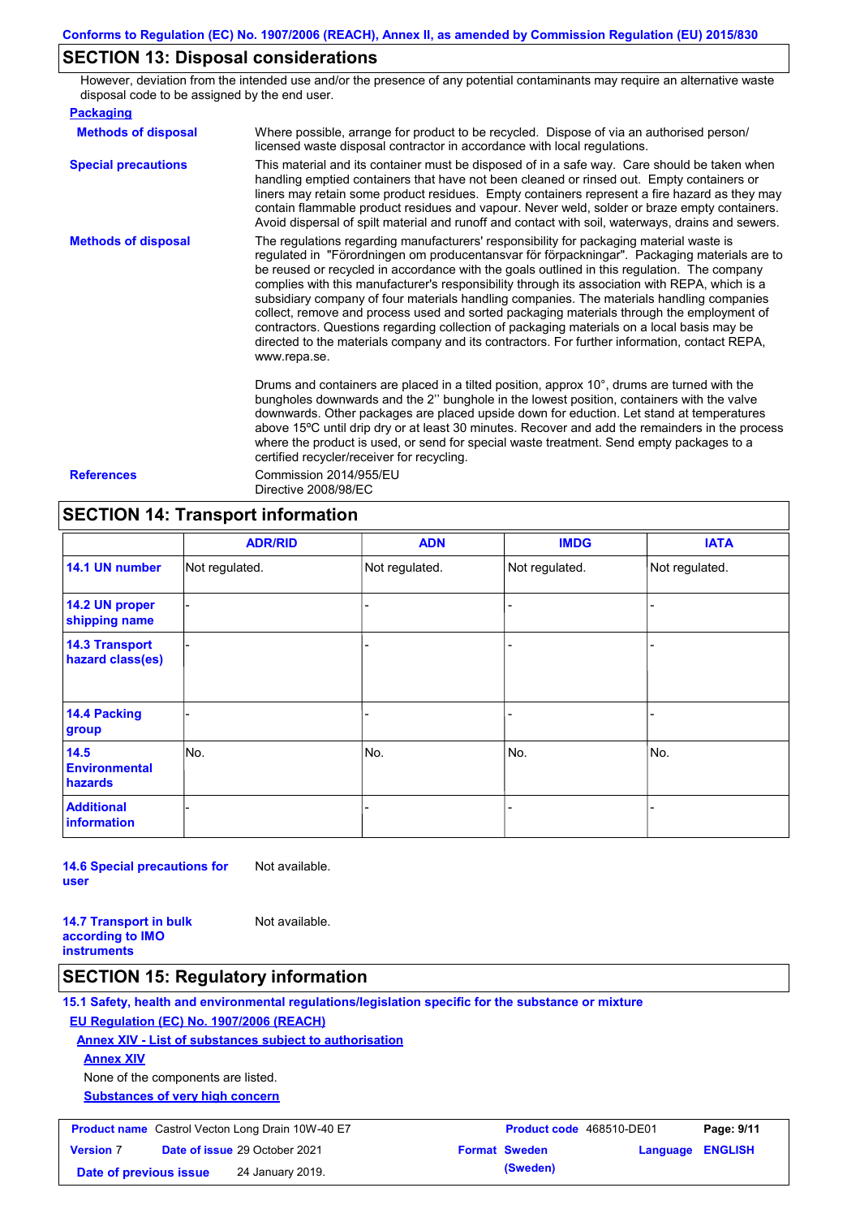## SECTION 13: Disposal considerations

However, deviation from the intended use and/or the presence of any potential contaminants may require an alternative waste disposal code to be assigned by the end user.

**Packaging**

**Methods of disposal**: Where possible, arrange for product to be recycled. Dispose of via an authorised person/ licensed waste disposal contractor in accordance with local regulations.

**Special precautions**: This material and its container must be disposed of in a safe way. Care should be taken when handling emptied containers that have not been cleaned or rinsed out. Empty containers or liners may retain some product residues. Empty containers represent a fire hazard as they may contain flammable product residues and vapour. Never weld, solder or braze empty containers. Avoid dispersal of spilt material and runoff and contact with soil, waterways, drains and sewers.

**Methods of disposal**: The regulations regarding manufacturers' responsibility for packaging material waste is regulated in "Förordningen om producentansvar för förpackningar". Packaging materials are to be reused or recycled in accordance with the goals outlined in this regulation. The company complies with this manufacturer's responsibility through its association with REPA, which is a subsidiary company of four materials handling companies. The materials handling companies collect, remove and process used and sorted packaging materials through the employment of contractors. Questions regarding collection of packaging materials on a local basis may be directed to the materials company and its contractors. For further information, contact REPA, www.repa.se.

Drums and containers are placed in a tilted position, approx 10°, drums are turned with the bungholes downwards and the 2'' bunghole in the lowest position, containers with the valve downwards. Other packages are placed upside down for eduction. Let stand at temperatures above 15ºC until drip dry or at least 30 minutes. Recover and add the remainders in the process where the product is used, or send for special waste treatment. Send empty packages to a certified recycler/receiver for recycling.

**References**: Commission 2014/955/EU
Directive 2008/98/EC

## SECTION 14: Transport information

| | ADR/RID | ADN | IMDG | IATA |
|---|---|---|---|---|
| **14.1 UN number** | Not regulated. | Not regulated. | Not regulated. | Not regulated. |
| **14.2 UN proper shipping name** | - | - | - | - |
| **14.3 Transport hazard class(es)** | - | - | - | - |
| **14.4 Packing group** | - | - | - | - |
| **14.5 Environmental hazards** | No. | No. | No. | No. |
| **Additional information** | - | - | - | - |

**14.6 Special precautions for user**: Not available.

**14.7 Transport in bulk according to IMO instruments**: Not available.

## SECTION 15: Regulatory information

**15.1 Safety, health and environmental regulations/legislation specific for the substance or mixture**

**EU Regulation (EC) No. 1907/2006 (REACH)**

**Annex XIV - List of substances subject to authorisation**

**Annex XIV**

None of the components are listed.

**Substances of very high concern**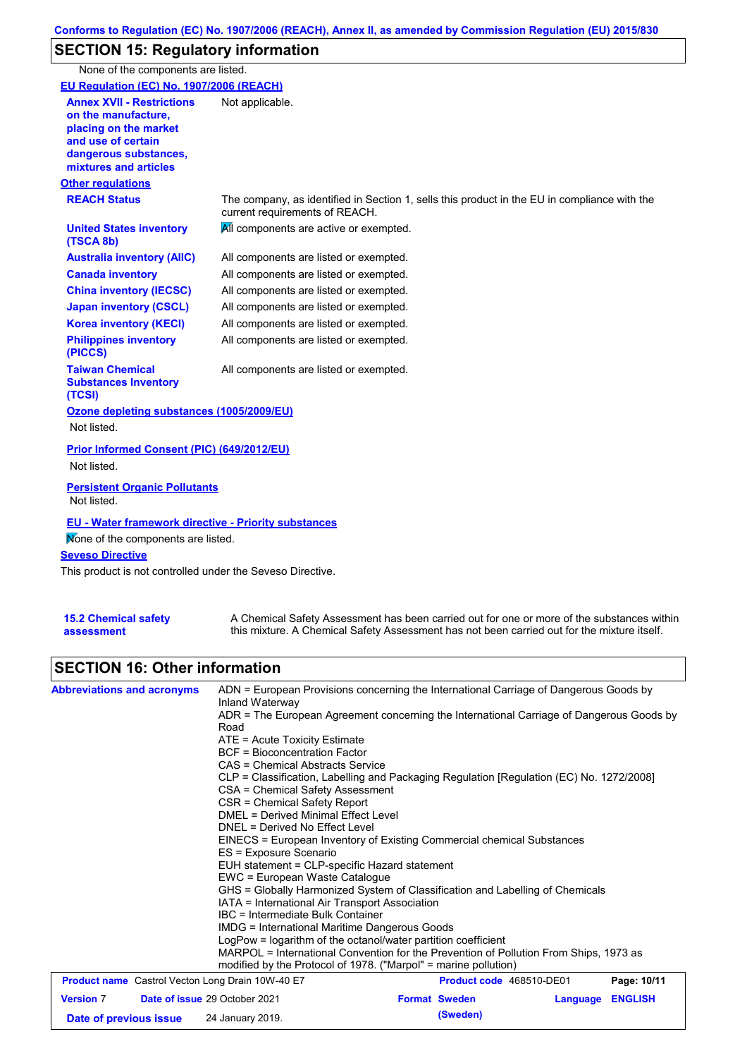## SECTION 15: Regulatory information

None of the components are listed.

**EU Regulation (EC) No. 1907/2006 (REACH)**

| | |
|---|---|
| **Annex XVII - Restrictions on the manufacture, placing on the market and use of certain dangerous substances, mixtures and articles** | Not applicable. |

**Other regulations**

| | |
|---|---|
| **REACH Status** | The company, as identified in Section 1, sells this product in the EU in compliance with the current requirements of REACH. |
| **United States inventory (TSCA 8b)** | All components are active or exempted. |
| **Australia inventory (AIIC)** | All components are listed or exempted. |
| **Canada inventory** | All components are listed or exempted. |
| **China inventory (IECSC)** | All components are listed or exempted. |
| **Japan inventory (CSCL)** | All components are listed or exempted. |
| **Korea inventory (KECI)** | All components are listed or exempted. |
| **Philippines inventory (PICCS)** | All components are listed or exempted. |
| **Taiwan Chemical Substances Inventory (TCSI)** | All components are listed or exempted. |

**Ozone depleting substances (1005/2009/EU)**

Not listed.

**Prior Informed Consent (PIC) (649/2012/EU)**

Not listed.

**Persistent Organic Pollutants**

Not listed.

**EU - Water framework directive - Priority substances**

None of the components are listed.

**Seveso Directive**

This product is not controlled under the Seveso Directive.

| | |
|---|---|
| **15.2 Chemical safety assessment** | A Chemical Safety Assessment has been carried out for one or more of the substances within this mixture. A Chemical Safety Assessment has not been carried out for the mixture itself. |

## SECTION 16: Other information

**Abbreviations and acronyms**

ADN = European Provisions concerning the International Carriage of Dangerous Goods by Inland Waterway
ADR = The European Agreement concerning the International Carriage of Dangerous Goods by Road
ATE = Acute Toxicity Estimate
BCF = Bioconcentration Factor
CAS = Chemical Abstracts Service
CLP = Classification, Labelling and Packaging Regulation [Regulation (EC) No. 1272/2008]
CSA = Chemical Safety Assessment
CSR = Chemical Safety Report
DMEL = Derived Minimal Effect Level
DNEL = Derived No Effect Level
EINECS = European Inventory of Existing Commercial chemical Substances
ES = Exposure Scenario
EUH statement = CLP-specific Hazard statement
EWC = European Waste Catalogue
GHS = Globally Harmonized System of Classification and Labelling of Chemicals
IATA = International Air Transport Association
IBC = Intermediate Bulk Container
IMDG = International Maritime Dangerous Goods
LogPow = logarithm of the octanol/water partition coefficient
MARPOL = International Convention for the Prevention of Pollution From Ships, 1973 as modified by the Protocol of 1978. ("Marpol" = marine pollution)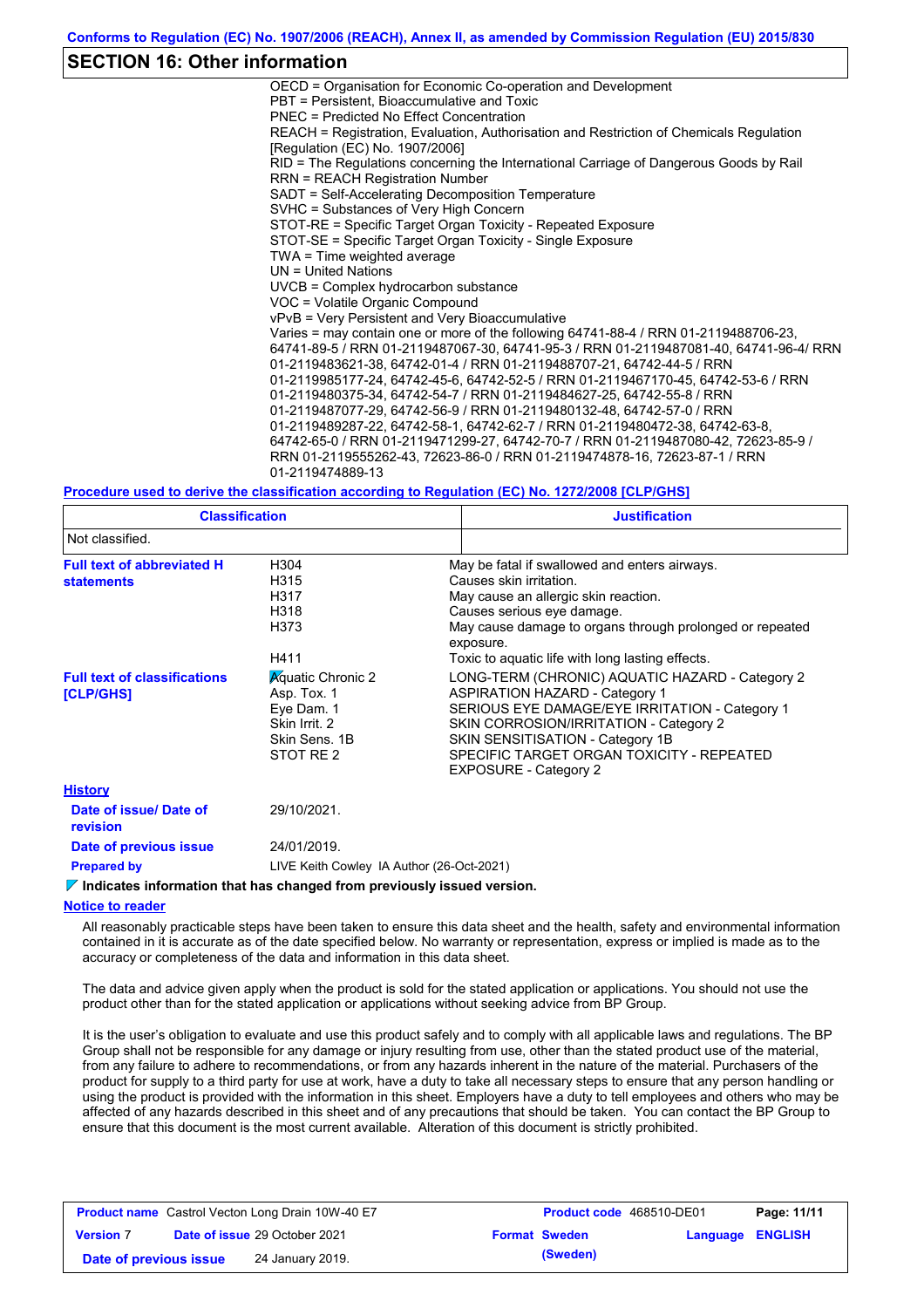## SECTION 16: Other information

OECD = Organisation for Economic Co-operation and Development
PBT = Persistent, Bioaccumulative and Toxic
PNEC = Predicted No Effect Concentration
REACH = Registration, Evaluation, Authorisation and Restriction of Chemicals Regulation [Regulation (EC) No. 1907/2006]
RID = The Regulations concerning the International Carriage of Dangerous Goods by Rail
RRN = REACH Registration Number
SADT = Self-Accelerating Decomposition Temperature
SVHC = Substances of Very High Concern
STOT-RE = Specific Target Organ Toxicity - Repeated Exposure
STOT-SE = Specific Target Organ Toxicity - Single Exposure
TWA = Time weighted average
UN = United Nations
UVCB = Complex hydrocarbon substance
VOC = Volatile Organic Compound
vPvB = Very Persistent and Very Bioaccumulative
Varies = may contain one or more of the following 64741-88-4 / RRN 01-2119488706-23, 64741-89-5 / RRN 01-2119487067-30, 64741-95-3 / RRN 01-2119487081-40, 64741-96-4/ RRN 01-2119483621-38, 64742-01-4 / RRN 01-2119488707-21, 64742-44-5 / RRN 01-2119985177-24, 64742-45-6, 64742-52-5 / RRN 01-2119467170-45, 64742-53-6 / RRN 01-2119480375-34, 64742-54-7 / RRN 01-2119484627-25, 64742-55-8 / RRN 01-2119487077-29, 64742-56-9 / RRN 01-2119480132-48, 64742-57-0 / RRN 01-2119489287-22, 64742-58-1, 64742-62-7 / RRN 01-2119480472-38, 64742-63-8, 64742-65-0 / RRN 01-2119471299-27, 64742-70-7 / RRN 01-2119487080-42, 72623-85-9 / RRN 01-2119555262-43, 72623-86-0 / RRN 01-2119474878-16, 72623-87-1 / RRN 01-2119474889-13

**Procedure used to derive the classification according to Regulation (EC) No. 1272/2008 [CLP/GHS]**

| Classification | Justification |
|---|---|
| Not classified. | |

**Full text of abbreviated H statements**

| | | |
|---|---|---|
| H304 | May be fatal if swallowed and enters airways. |
| H315 | Causes skin irritation. |
| H317 | May cause an allergic skin reaction. |
| H318 | Causes serious eye damage. |
| H373 | May cause damage to organs through prolonged or repeated exposure. |
| H411 | Toxic to aquatic life with long lasting effects. |

**Full text of classifications [CLP/GHS]**

| | |
|---|---|
| Aquatic Chronic 2 | LONG-TERM (CHRONIC) AQUATIC HAZARD - Category 2 |
| Asp. Tox. 1 | ASPIRATION HAZARD - Category 1 |
| Eye Dam. 1 | SERIOUS EYE DAMAGE/EYE IRRITATION - Category 1 |
| Skin Irrit. 2 | SKIN CORROSION/IRRITATION - Category 2 |
| Skin Sens. 1B | SKIN SENSITISATION - Category 1B |
| STOT RE 2 | SPECIFIC TARGET ORGAN TOXICITY - REPEATED EXPOSURE - Category 2 |

**History**

**Date of issue/ Date of revision** 29/10/2021.

**Date of previous issue** 24/01/2019.

**Prepared by** LIVE Keith Cowley IA Author (26-Oct-2021)

**Indicates information that has changed from previously issued version.**

**Notice to reader**

All reasonably practicable steps have been taken to ensure this data sheet and the health, safety and environmental information contained in it is accurate as of the date specified below. No warranty or representation, express or implied is made as to the accuracy or completeness of the data and information in this data sheet.

The data and advice given apply when the product is sold for the stated application or applications. You should not use the product other than for the stated application or applications without seeking advice from BP Group.

It is the user's obligation to evaluate and use this product safely and to comply with all applicable laws and regulations. The BP Group shall not be responsible for any damage or injury resulting from use, other than the stated product use of the material, from any failure to adhere to recommendations, or from any hazards inherent in the nature of the material. Purchasers of the product for supply to a third party for use at work, have a duty to take all necessary steps to ensure that any person handling or using the product is provided with the information in this sheet. Employers have a duty to tell employees and others who may be affected of any hazards described in this sheet and of any precautions that should be taken. You can contact the BP Group to ensure that this document is the most current available. Alteration of this document is strictly prohibited.